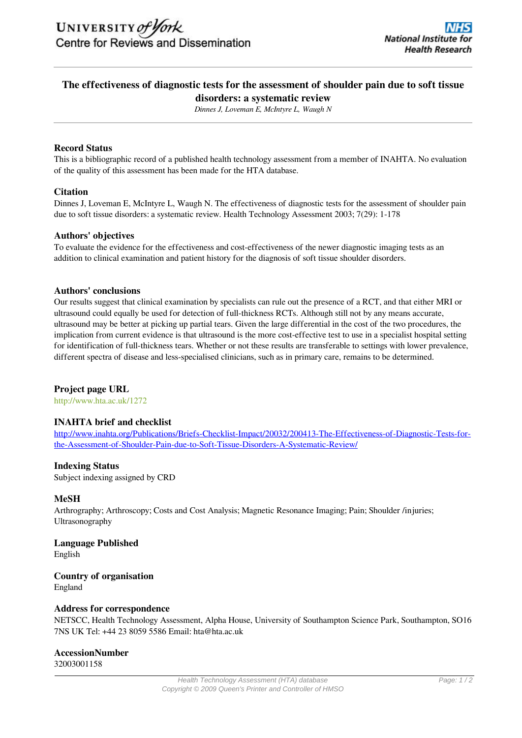# The effectiveness of diagnostic tests for the assessment of shoulder pain due to soft tissue disorders: a systematic review

*Dinnes J, Loveman E, McIntyre L, Waugh N*

## Record Status

This is a bibliographic record of a published health technology assessment from a member of INAHTA. No evaluation of the quality of this assessment has been made for the HTA database.

## Citation

Dinnes J, Loveman E, McIntyre L, Waugh N. The effectiveness of diagnostic tests for the assessment of shoulder pain due to soft tissue disorders: a systematic review. Health Technology Assessment 2003; 7(29): 1-178

## Authors' objectives

To evaluate the evidence for the effectiveness and cost-effectiveness of the newer diagnostic imaging tests as an addition to clinical examination and patient history for the diagnosis of soft tissue shoulder disorders.

## Authors' conclusions

Our results suggest that clinical examination by specialists can rule out the presence of a RCT, and that either MRI or ultrasound could equally be used for detection of full-thickness RCTs. Although still not by any means accurate, ultrasound may be better at picking up partial tears. Given the large differential in the cost of the two procedures, the implication from current evidence is that ultrasound is the more cost-effective test to use in a specialist hospital setting for identification of full-thickness tears. Whether or not these results are transferable to settings with lower prevalence, different spectra of disease and less-specialised clinicians, such as in primary care, remains to be determined.

## Project page URL

http://www.hta.ac.uk/1272

## INAHTA brief and checklist

http://www.inahta.org/Publications/Briefs-Checklist-Impact/20032/200413-The-Effectiveness-of-Diagnostic-Tests-for-the-Assessment-of-Shoulder-Pain-due-to-Soft-Tissue-Disorders-A-Systematic-Review/

## Indexing Status

Subject indexing assigned by CRD

## MeSH

Arthrography; Arthroscopy; Costs and Cost Analysis; Magnetic Resonance Imaging; Pain; Shoulder /injuries; Ultrasonography

## Language Published

English

## Country of organisation

England

## Address for correspondence

NETSCC, Health Technology Assessment, Alpha House, University of Southampton Science Park, Southampton, SO16 7NS UK Tel: +44 23 8059 5586 Email: hta@hta.ac.uk

## AccessionNumber

32003001158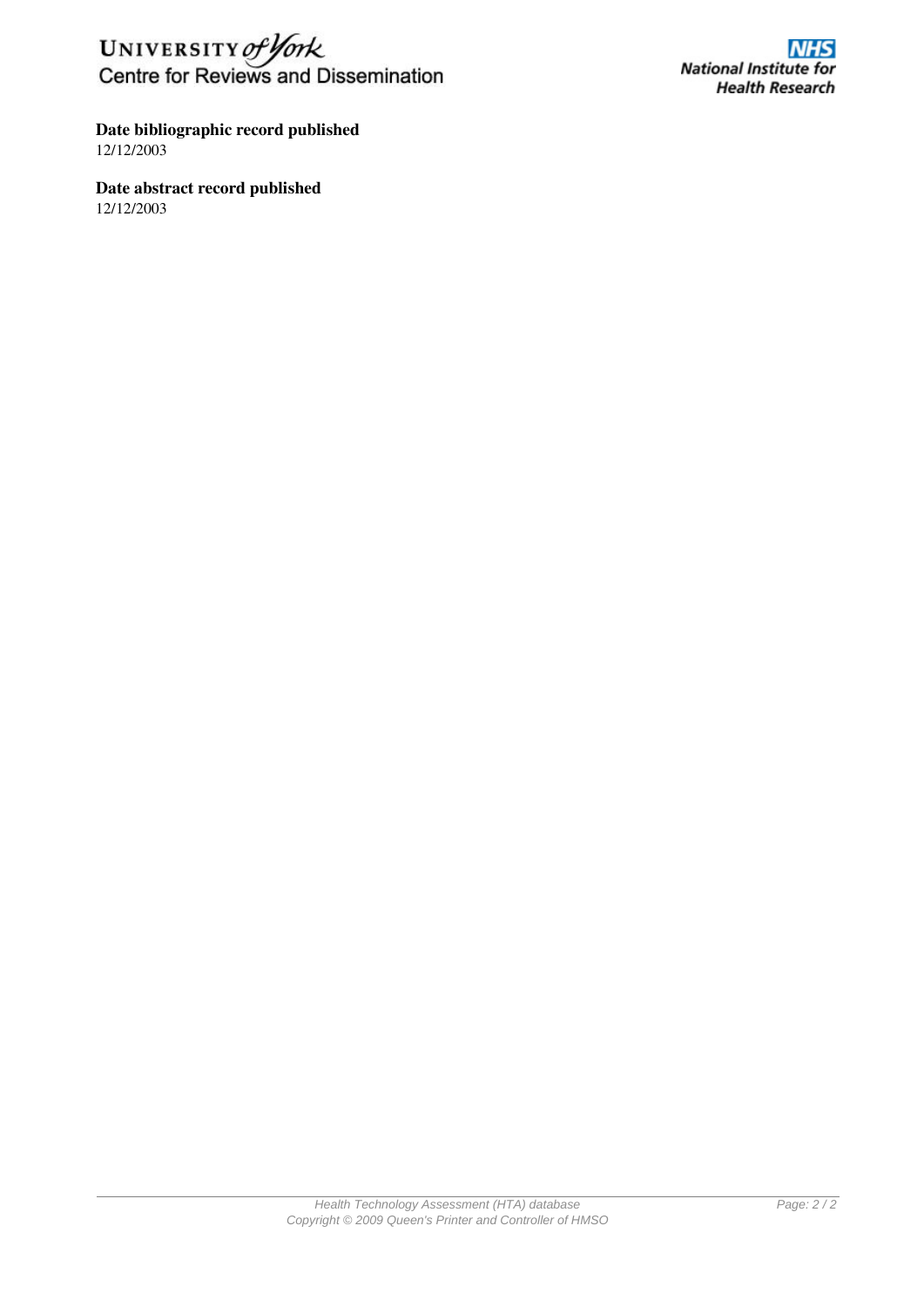**Date bibliographic record published**
12/12/2003

**Date abstract record published**
12/12/2003